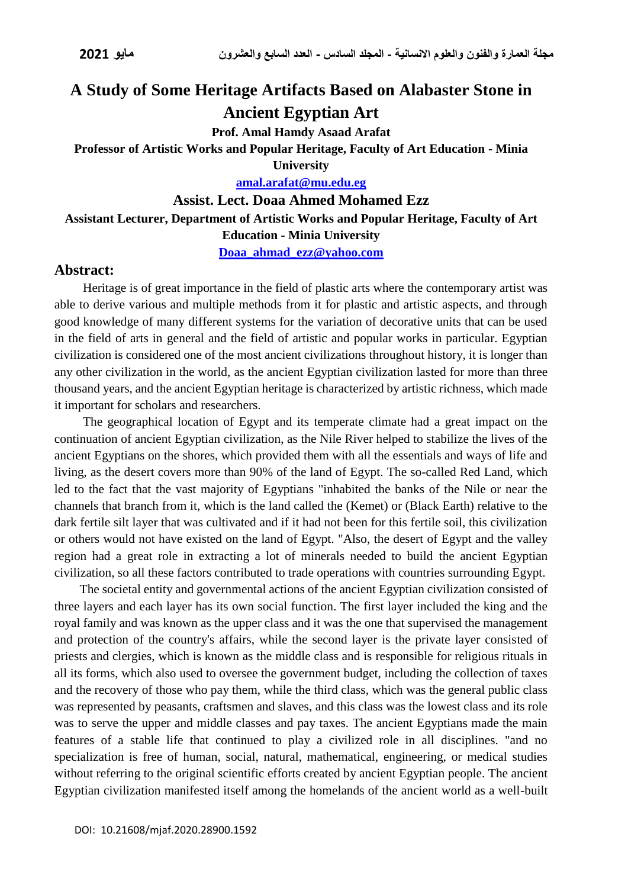# A Study of Some Heritage Artifacts Based on Alabaster Stone in Ancient Egyptian Art

**Prof. Amal Hamdy Asaad Arafat**

**Professor of Artistic Works and Popular Heritage, Faculty of Art Education - Minia University**

**amal.arafat@mu.edu.eg**

**Assist. Lect. Doaa Ahmed Mohamed Ezz**

**Assistant Lecturer, Department of Artistic Works and Popular Heritage, Faculty of Art Education - Minia University**

**Doaa_ahmad_ezz@yahoo.com**

## Abstract:

Heritage is of great importance in the field of plastic arts where the contemporary artist was able to derive various and multiple methods from it for plastic and artistic aspects, and through good knowledge of many different systems for the variation of decorative units that can be used in the field of arts in general and the field of artistic and popular works in particular. Egyptian civilization is considered one of the most ancient civilizations throughout history, it is longer than any other civilization in the world, as the ancient Egyptian civilization lasted for more than three thousand years, and the ancient Egyptian heritage is characterized by artistic richness, which made it important for scholars and researchers.

The geographical location of Egypt and its temperate climate had a great impact on the continuation of ancient Egyptian civilization, as the Nile River helped to stabilize the lives of the ancient Egyptians on the shores, which provided them with all the essentials and ways of life and living, as the desert covers more than 90% of the land of Egypt. The so-called Red Land, which led to the fact that the vast majority of Egyptians "inhabited the banks of the Nile or near the channels that branch from it, which is the land called the (Kemet) or (Black Earth) relative to the dark fertile silt layer that was cultivated and if it had not been for this fertile soil, this civilization or others would not have existed on the land of Egypt. "Also, the desert of Egypt and the valley region had a great role in extracting a lot of minerals needed to build the ancient Egyptian civilization, so all these factors contributed to trade operations with countries surrounding Egypt.

The societal entity and governmental actions of the ancient Egyptian civilization consisted of three layers and each layer has its own social function. The first layer included the king and the royal family and was known as the upper class and it was the one that supervised the management and protection of the country's affairs, while the second layer is the private layer consisted of priests and clergies, which is known as the middle class and is responsible for religious rituals in all its forms, which also used to oversee the government budget, including the collection of taxes and the recovery of those who pay them, while the third class, which was the general public class was represented by peasants, craftsmen and slaves, and this class was the lowest class and its role was to serve the upper and middle classes and pay taxes. The ancient Egyptians made the main features of a stable life that continued to play a civilized role in all disciplines. "and no specialization is free of human, social, natural, mathematical, engineering, or medical studies without referring to the original scientific efforts created by ancient Egyptian people. The ancient Egyptian civilization manifested itself among the homelands of the ancient world as a well-built

DOI: 10.21608/mjaf.2020.28900.1592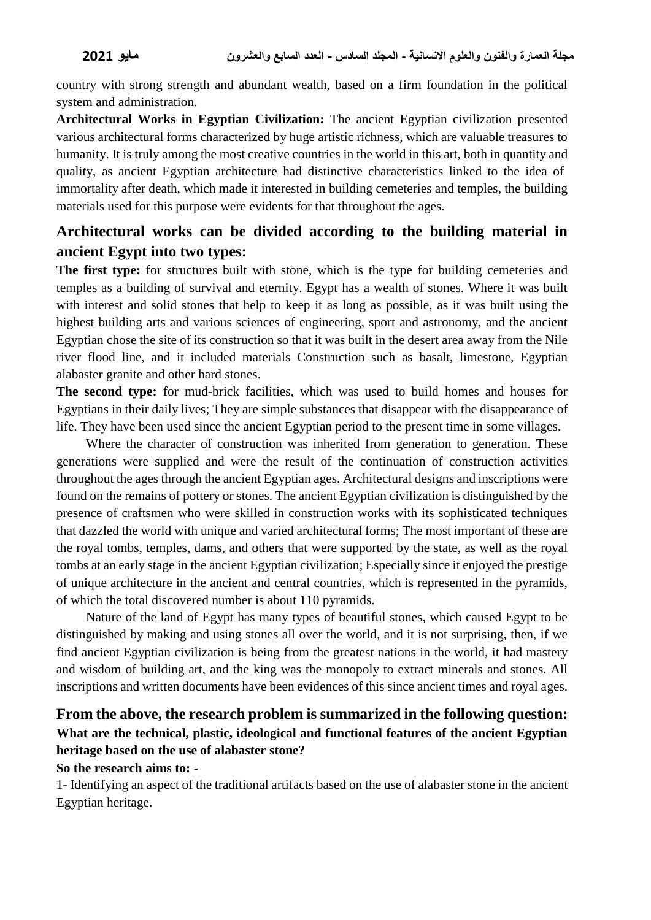country with strong strength and abundant wealth, based on a firm foundation in the political system and administration.

**Architectural Works in Egyptian Civilization:** The ancient Egyptian civilization presented various architectural forms characterized by huge artistic richness, which are valuable treasures to humanity. It is truly among the most creative countries in the world in this art, both in quantity and quality, as ancient Egyptian architecture had distinctive characteristics linked to the idea of immortality after death, which made it interested in building cemeteries and temples, the building materials used for this purpose were evidents for that throughout the ages.

## Architectural works can be divided according to the building material in ancient Egypt into two types:

**The first type:** for structures built with stone, which is the type for building cemeteries and temples as a building of survival and eternity. Egypt has a wealth of stones. Where it was built with interest and solid stones that help to keep it as long as possible, as it was built using the highest building arts and various sciences of engineering, sport and astronomy, and the ancient Egyptian chose the site of its construction so that it was built in the desert area away from the Nile river flood line, and it included materials Construction such as basalt, limestone, Egyptian alabaster granite and other hard stones.

**The second type:** for mud-brick facilities, which was used to build homes and houses for Egyptians in their daily lives; They are simple substances that disappear with the disappearance of life. They have been used since the ancient Egyptian period to the present time in some villages.

Where the character of construction was inherited from generation to generation. These generations were supplied and were the result of the continuation of construction activities throughout the ages through the ancient Egyptian ages. Architectural designs and inscriptions were found on the remains of pottery or stones. The ancient Egyptian civilization is distinguished by the presence of craftsmen who were skilled in construction works with its sophisticated techniques that dazzled the world with unique and varied architectural forms; The most important of these are the royal tombs, temples, dams, and others that were supported by the state, as well as the royal tombs at an early stage in the ancient Egyptian civilization; Especially since it enjoyed the prestige of unique architecture in the ancient and central countries, which is represented in the pyramids, of which the total discovered number is about 110 pyramids.

Nature of the land of Egypt has many types of beautiful stones, which caused Egypt to be distinguished by making and using stones all over the world, and it is not surprising, then, if we find ancient Egyptian civilization is being from the greatest nations in the world, it had mastery and wisdom of building art, and the king was the monopoly to extract minerals and stones. All inscriptions and written documents have been evidences of this since ancient times and royal ages.

## From the above, the research problem is summarized in the following question:

**What are the technical, plastic, ideological and functional features of the ancient Egyptian heritage based on the use of alabaster stone?**

**So the research aims to: -**

1- Identifying an aspect of the traditional artifacts based on the use of alabaster stone in the ancient Egyptian heritage.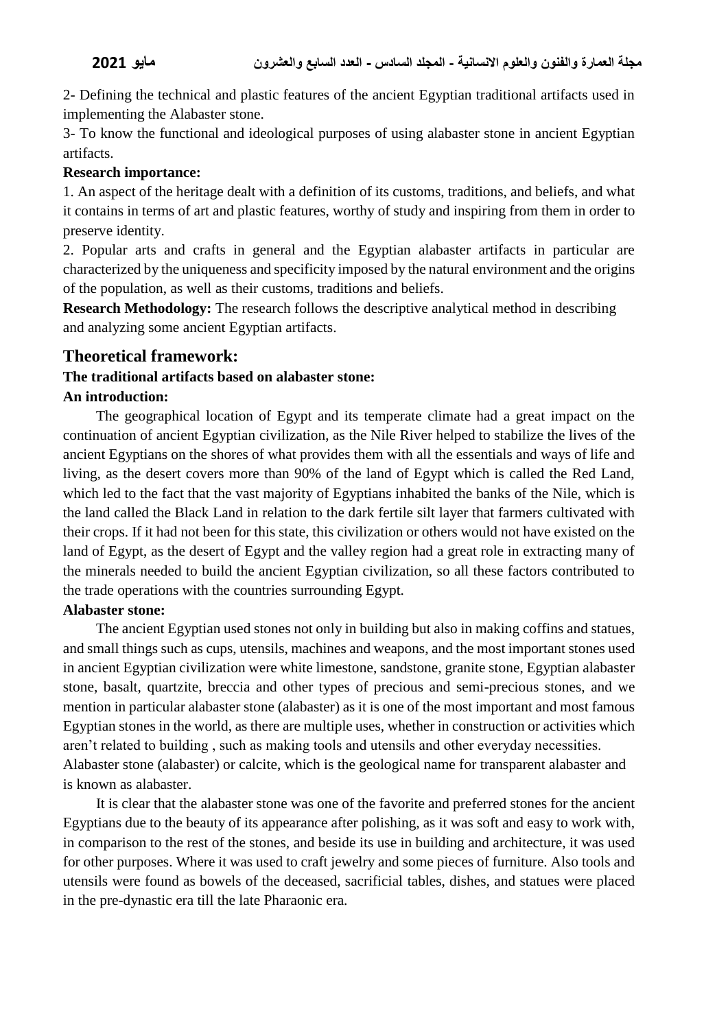2- Defining the technical and plastic features of the ancient Egyptian traditional artifacts used in implementing the Alabaster stone.

3- To know the functional and ideological purposes of using alabaster stone in ancient Egyptian artifacts.

**Research importance:**

1. An aspect of the heritage dealt with a definition of its customs, traditions, and beliefs, and what it contains in terms of art and plastic features, worthy of study and inspiring from them in order to preserve identity.

2. Popular arts and crafts in general and the Egyptian alabaster artifacts in particular are characterized by the uniqueness and specificity imposed by the natural environment and the origins of the population, as well as their customs, traditions and beliefs.

**Research Methodology:** The research follows the descriptive analytical method in describing and analyzing some ancient Egyptian artifacts.

## Theoretical framework:

### The traditional artifacts based on alabaster stone:

#### An introduction:

The geographical location of Egypt and its temperate climate had a great impact on the continuation of ancient Egyptian civilization, as the Nile River helped to stabilize the lives of the ancient Egyptians on the shores of what provides them with all the essentials and ways of life and living, as the desert covers more than 90% of the land of Egypt which is called the Red Land, which led to the fact that the vast majority of Egyptians inhabited the banks of the Nile, which is the land called the Black Land in relation to the dark fertile silt layer that farmers cultivated with their crops. If it had not been for this state, this civilization or others would not have existed on the land of Egypt, as the desert of Egypt and the valley region had a great role in extracting many of the minerals needed to build the ancient Egyptian civilization, so all these factors contributed to the trade operations with the countries surrounding Egypt.

#### Alabaster stone:

The ancient Egyptian used stones not only in building but also in making coffins and statues, and small things such as cups, utensils, machines and weapons, and the most important stones used in ancient Egyptian civilization were white limestone, sandstone, granite stone, Egyptian alabaster stone, basalt, quartzite, breccia and other types of precious and semi-precious stones, and we mention in particular alabaster stone (alabaster) as it is one of the most important and most famous Egyptian stones in the world, as there are multiple uses, whether in construction or activities which aren't related to building , such as making tools and utensils and other everyday necessities.

Alabaster stone (alabaster) or calcite, which is the geological name for transparent alabaster and is known as alabaster.

It is clear that the alabaster stone was one of the favorite and preferred stones for the ancient Egyptians due to the beauty of its appearance after polishing, as it was soft and easy to work with, in comparison to the rest of the stones, and beside its use in building and architecture, it was used for other purposes. Where it was used to craft jewelry and some pieces of furniture. Also tools and utensils were found as bowels of the deceased, sacrificial tables, dishes, and statues were placed in the pre-dynastic era till the late Pharaonic era.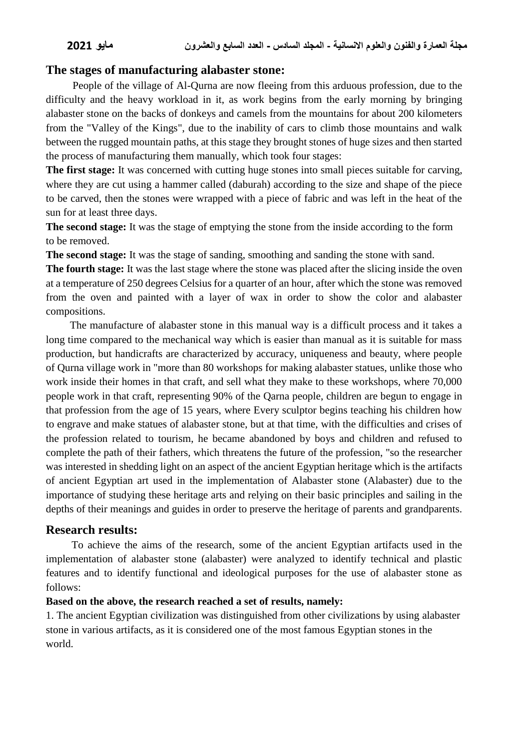## The stages of manufacturing alabaster stone:

People of the village of Al-Qurna are now fleeing from this arduous profession, due to the difficulty and the heavy workload in it, as work begins from the early morning by bringing alabaster stone on the backs of donkeys and camels from the mountains for about 200 kilometers from the "Valley of the Kings", due to the inability of cars to climb those mountains and walk between the rugged mountain paths, at this stage they brought stones of huge sizes and then started the process of manufacturing them manually, which took four stages:

**The first stage:** It was concerned with cutting huge stones into small pieces suitable for carving, where they are cut using a hammer called (daburah) according to the size and shape of the piece to be carved, then the stones were wrapped with a piece of fabric and was left in the heat of the sun for at least three days.

**The second stage:** It was the stage of emptying the stone from the inside according to the form to be removed.

**The second stage:** It was the stage of sanding, smoothing and sanding the stone with sand.

**The fourth stage:** It was the last stage where the stone was placed after the slicing inside the oven at a temperature of 250 degrees Celsius for a quarter of an hour, after which the stone was removed from the oven and painted with a layer of wax in order to show the color and alabaster compositions.

The manufacture of alabaster stone in this manual way is a difficult process and it takes a long time compared to the mechanical way which is easier than manual as it is suitable for mass production, but handicrafts are characterized by accuracy, uniqueness and beauty, where people of Qurna village work in "more than 80 workshops for making alabaster statues, unlike those who work inside their homes in that craft, and sell what they make to these workshops, where 70,000 people work in that craft, representing 90% of the Qarna people, children are begun to engage in that profession from the age of 15 years, where Every sculptor begins teaching his children how to engrave and make statues of alabaster stone, but at that time, with the difficulties and crises of the profession related to tourism, he became abandoned by boys and children and refused to complete the path of their fathers, which threatens the future of the profession, "so the researcher was interested in shedding light on an aspect of the ancient Egyptian heritage which is the artifacts of ancient Egyptian art used in the implementation of Alabaster stone (Alabaster) due to the importance of studying these heritage arts and relying on their basic principles and sailing in the depths of their meanings and guides in order to preserve the heritage of parents and grandparents.

## Research results:

To achieve the aims of the research, some of the ancient Egyptian artifacts used in the implementation of alabaster stone (alabaster) were analyzed to identify technical and plastic features and to identify functional and ideological purposes for the use of alabaster stone as follows:

**Based on the above, the research reached a set of results, namely:**

1. The ancient Egyptian civilization was distinguished from other civilizations by using alabaster stone in various artifacts, as it is considered one of the most famous Egyptian stones in the world.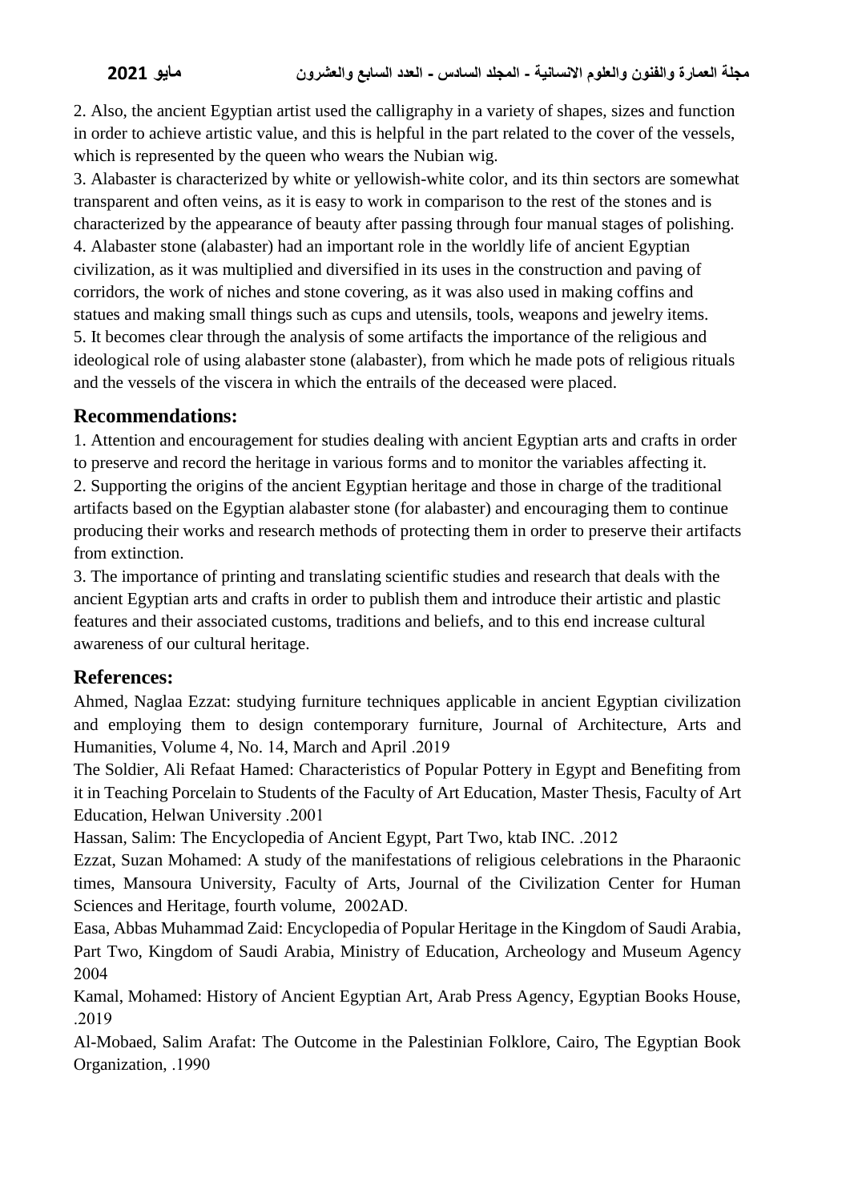2. Also, the ancient Egyptian artist used the calligraphy in a variety of shapes, sizes and function in order to achieve artistic value, and this is helpful in the part related to the cover of the vessels, which is represented by the queen who wears the Nubian wig.

3. Alabaster is characterized by white or yellowish-white color, and its thin sectors are somewhat transparent and often veins, as it is easy to work in comparison to the rest of the stones and is characterized by the appearance of beauty after passing through four manual stages of polishing.

4. Alabaster stone (alabaster) had an important role in the worldly life of ancient Egyptian civilization, as it was multiplied and diversified in its uses in the construction and paving of corridors, the work of niches and stone covering, as it was also used in making coffins and statues and making small things such as cups and utensils, tools, weapons and jewelry items.

5. It becomes clear through the analysis of some artifacts the importance of the religious and ideological role of using alabaster stone (alabaster), from which he made pots of religious rituals and the vessels of the viscera in which the entrails of the deceased were placed.

## Recommendations:

1. Attention and encouragement for studies dealing with ancient Egyptian arts and crafts in order to preserve and record the heritage in various forms and to monitor the variables affecting it.

2. Supporting the origins of the ancient Egyptian heritage and those in charge of the traditional artifacts based on the Egyptian alabaster stone (for alabaster) and encouraging them to continue producing their works and research methods of protecting them in order to preserve their artifacts from extinction.

3. The importance of printing and translating scientific studies and research that deals with the ancient Egyptian arts and crafts in order to publish them and introduce their artistic and plastic features and their associated customs, traditions and beliefs, and to this end increase cultural awareness of our cultural heritage.

## References:

Ahmed, Naglaa Ezzat: studying furniture techniques applicable in ancient Egyptian civilization and employing them to design contemporary furniture, Journal of Architecture, Arts and Humanities, Volume 4, No. 14, March and April .2019

The Soldier, Ali Refaat Hamed: Characteristics of Popular Pottery in Egypt and Benefiting from it in Teaching Porcelain to Students of the Faculty of Art Education, Master Thesis, Faculty of Art Education, Helwan University .2001

Hassan, Salim: The Encyclopedia of Ancient Egypt, Part Two, ktab INC. .2012

Ezzat, Suzan Mohamed: A study of the manifestations of religious celebrations in the Pharaonic times, Mansoura University, Faculty of Arts, Journal of the Civilization Center for Human Sciences and Heritage, fourth volume, 2002AD.

Easa, Abbas Muhammad Zaid: Encyclopedia of Popular Heritage in the Kingdom of Saudi Arabia, Part Two, Kingdom of Saudi Arabia, Ministry of Education, Archeology and Museum Agency 2004

Kamal, Mohamed: History of Ancient Egyptian Art, Arab Press Agency, Egyptian Books House, .2019

Al-Mobaed, Salim Arafat: The Outcome in the Palestinian Folklore, Cairo, The Egyptian Book Organization, .1990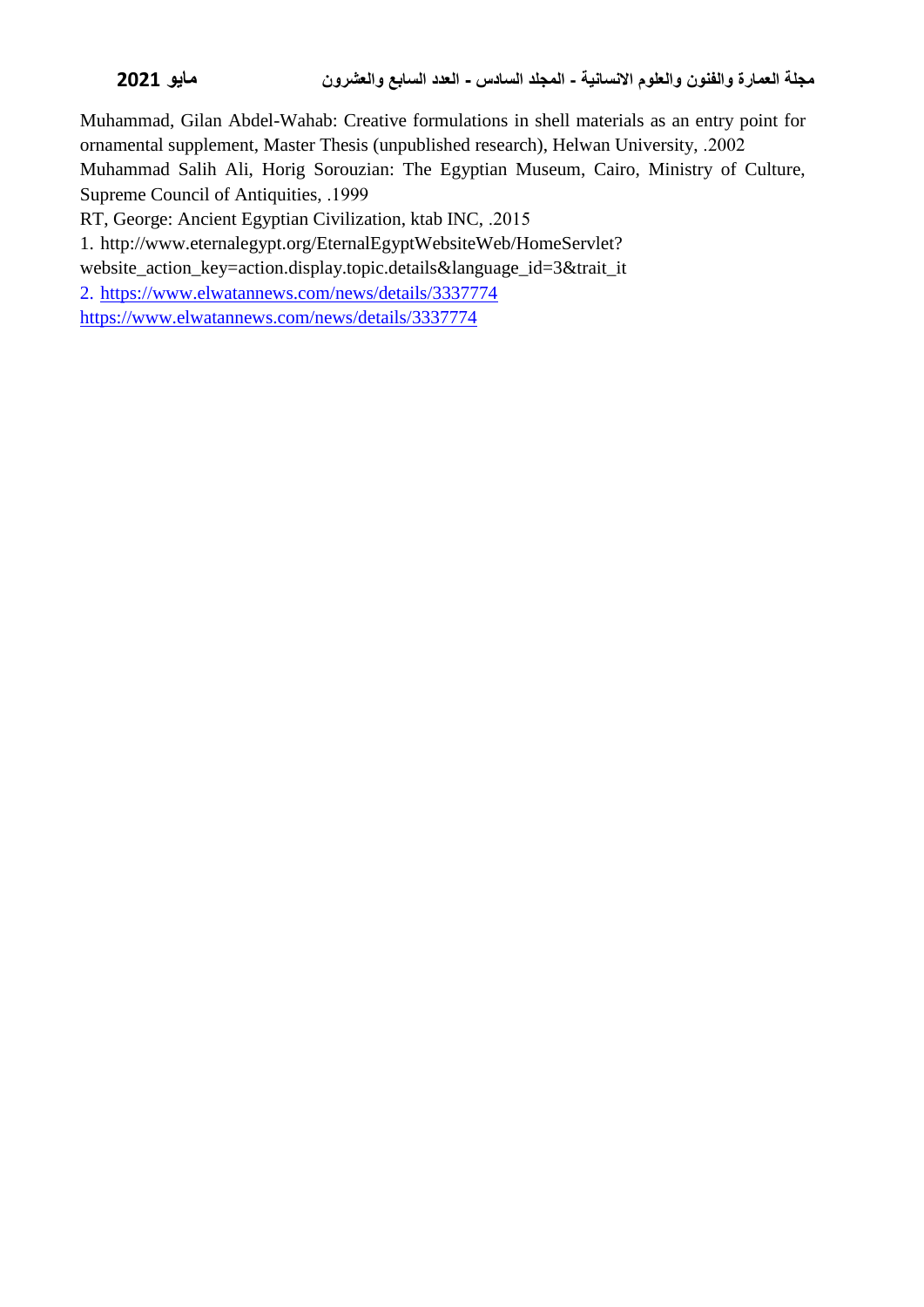Muhammad, Gilan Abdel-Wahab: Creative formulations in shell materials as an entry point for ornamental supplement, Master Thesis (unpublished research), Helwan University, .2002

Muhammad Salih Ali, Horig Sorouzian: The Egyptian Museum, Cairo, Ministry of Culture, Supreme Council of Antiquities, .1999

RT, George: Ancient Egyptian Civilization, ktab INC, .2015

1. http://www.eternalegypt.org/EternalEgyptWebsiteWeb/HomeServlet?website_action_key=action.display.topic.details&language_id=3&trait_it
2. https://www.elwatannews.com/news/details/3337774

https://www.elwatannews.com/news/details/3337774